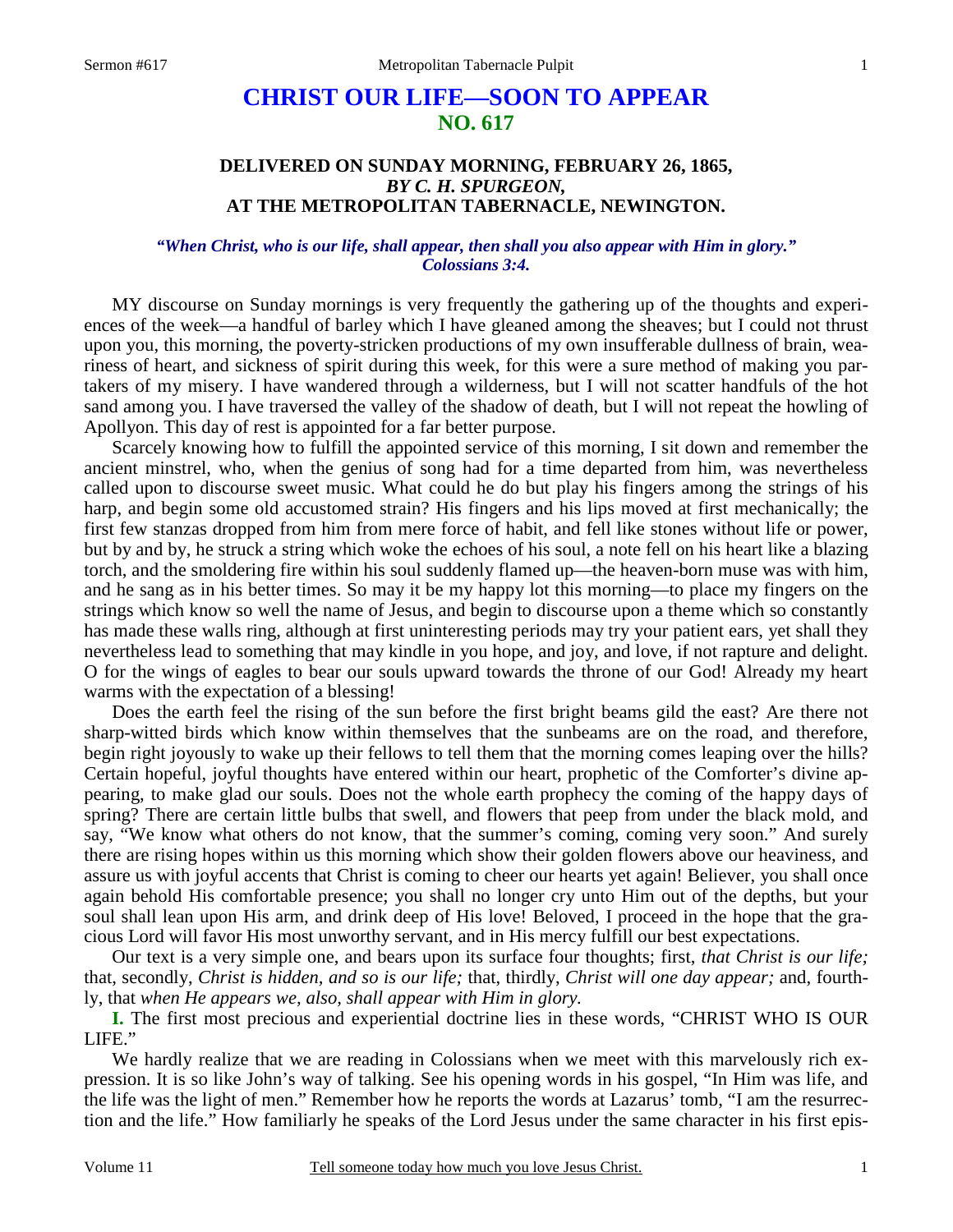# CHRIST OUR LIFE—SOON TO APPEAR
## NO. 617

### DELIVERED ON SUNDAY MORNING, FEBRUARY 26, 1865, *BY C. H. SPURGEON,* AT THE METROPOLITAN TABERNACLE, NEWINGTON.

***"When Christ, who is our life, shall appear, then shall you also appear with Him in glory." Colossians 3:4.***

MY discourse on Sunday mornings is very frequently the gathering up of the thoughts and experiences of the week—a handful of barley which I have gleaned among the sheaves; but I could not thrust upon you, this morning, the poverty-stricken productions of my own insufferable dullness of brain, weariness of heart, and sickness of spirit during this week, for this were a sure method of making you partakers of my misery. I have wandered through a wilderness, but I will not scatter handfuls of the hot sand among you. I have traversed the valley of the shadow of death, but I will not repeat the howling of Apollyon. This day of rest is appointed for a far better purpose.

Scarcely knowing how to fulfill the appointed service of this morning, I sit down and remember the ancient minstrel, who, when the genius of song had for a time departed from him, was nevertheless called upon to discourse sweet music. What could he do but play his fingers among the strings of his harp, and begin some old accustomed strain? His fingers and his lips moved at first mechanically; the first few stanzas dropped from him from mere force of habit, and fell like stones without life or power, but by and by, he struck a string which woke the echoes of his soul, a note fell on his heart like a blazing torch, and the smoldering fire within his soul suddenly flamed up—the heaven-born muse was with him, and he sang as in his better times. So may it be my happy lot this morning—to place my fingers on the strings which know so well the name of Jesus, and begin to discourse upon a theme which so constantly has made these walls ring, although at first uninteresting periods may try your patient ears, yet shall they nevertheless lead to something that may kindle in you hope, and joy, and love, if not rapture and delight. O for the wings of eagles to bear our souls upward towards the throne of our God! Already my heart warms with the expectation of a blessing!

Does the earth feel the rising of the sun before the first bright beams gild the east? Are there not sharp-witted birds which know within themselves that the sunbeams are on the road, and therefore, begin right joyously to wake up their fellows to tell them that the morning comes leaping over the hills? Certain hopeful, joyful thoughts have entered within our heart, prophetic of the Comforter's divine appearing, to make glad our souls. Does not the whole earth prophecy the coming of the happy days of spring? There are certain little bulbs that swell, and flowers that peep from under the black mold, and say, "We know what others do not know, that the summer's coming, coming very soon." And surely there are rising hopes within us this morning which show their golden flowers above our heaviness, and assure us with joyful accents that Christ is coming to cheer our hearts yet again! Believer, you shall once again behold His comfortable presence; you shall no longer cry unto Him out of the depths, but your soul shall lean upon His arm, and drink deep of His love! Beloved, I proceed in the hope that the gracious Lord will favor His most unworthy servant, and in His mercy fulfill our best expectations.

Our text is a very simple one, and bears upon its surface four thoughts; first, *that Christ is our life;* that, secondly, *Christ is hidden, and so is our life;* that, thirdly, *Christ will one day appear;* and, fourthly, that *when He appears we, also, shall appear with Him in glory.*

**I.** The first most precious and experiential doctrine lies in these words, "CHRIST WHO IS OUR LIFE."

We hardly realize that we are reading in Colossians when we meet with this marvelously rich expression. It is so like John's way of talking. See his opening words in his gospel, "In Him was life, and the life was the light of men." Remember how he reports the words at Lazarus' tomb, "I am the resurrection and the life." How familiarly he speaks of the Lord Jesus under the same character in his first epis-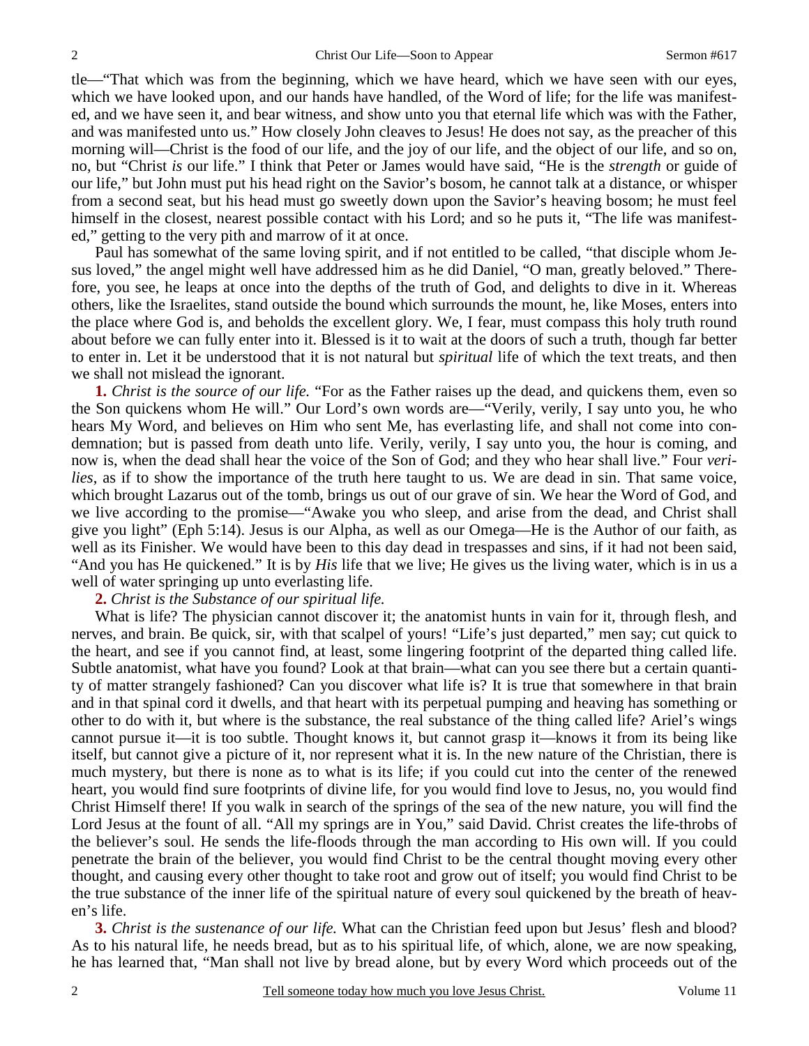tle—"That which was from the beginning, which we have heard, which we have seen with our eyes, which we have looked upon, and our hands have handled, of the Word of life; for the life was manifested, and we have seen it, and bear witness, and show unto you that eternal life which was with the Father, and was manifested unto us." How closely John cleaves to Jesus! He does not say, as the preacher of this morning will—Christ is the food of our life, and the joy of our life, and the object of our life, and so on, no, but "Christ *is* our life." I think that Peter or James would have said, "He is the *strength* or guide of our life," but John must put his head right on the Savior's bosom, he cannot talk at a distance, or whisper from a second seat, but his head must go sweetly down upon the Savior's heaving bosom; he must feel himself in the closest, nearest possible contact with his Lord; and so he puts it, "The life was manifested," getting to the very pith and marrow of it at once.

Paul has somewhat of the same loving spirit, and if not entitled to be called, "that disciple whom Jesus loved," the angel might well have addressed him as he did Daniel, "O man, greatly beloved." Therefore, you see, he leaps at once into the depths of the truth of God, and delights to dive in it. Whereas others, like the Israelites, stand outside the bound which surrounds the mount, he, like Moses, enters into the place where God is, and beholds the excellent glory. We, I fear, must compass this holy truth round about before we can fully enter into it. Blessed is it to wait at the doors of such a truth, though far better to enter in. Let it be understood that it is not natural but *spiritual* life of which the text treats, and then we shall not mislead the ignorant.

**1.** *Christ is the source of our life.* "For as the Father raises up the dead, and quickens them, even so the Son quickens whom He will." Our Lord's own words are—"Verily, verily, I say unto you, he who hears My Word, and believes on Him who sent Me, has everlasting life, and shall not come into condemnation; but is passed from death unto life. Verily, verily, I say unto you, the hour is coming, and now is, when the dead shall hear the voice of the Son of God; and they who hear shall live." Four *verilies*, as if to show the importance of the truth here taught to us. We are dead in sin. That same voice, which brought Lazarus out of the tomb, brings us out of our grave of sin. We hear the Word of God, and we live according to the promise—"Awake you who sleep, and arise from the dead, and Christ shall give you light" (Eph 5:14). Jesus is our Alpha, as well as our Omega—He is the Author of our faith, as well as its Finisher. We would have been to this day dead in trespasses and sins, if it had not been said, "And you has He quickened." It is by *His* life that we live; He gives us the living water, which is in us a well of water springing up unto everlasting life.

**2.** *Christ is the Substance of our spiritual life.*

What is life? The physician cannot discover it; the anatomist hunts in vain for it, through flesh, and nerves, and brain. Be quick, sir, with that scalpel of yours! "Life's just departed," men say; cut quick to the heart, and see if you cannot find, at least, some lingering footprint of the departed thing called life. Subtle anatomist, what have you found? Look at that brain—what can you see there but a certain quantity of matter strangely fashioned? Can you discover what life is? It is true that somewhere in that brain and in that spinal cord it dwells, and that heart with its perpetual pumping and heaving has something or other to do with it, but where is the substance, the real substance of the thing called life? Ariel's wings cannot pursue it—it is too subtle. Thought knows it, but cannot grasp it—knows it from its being like itself, but cannot give a picture of it, nor represent what it is. In the new nature of the Christian, there is much mystery, but there is none as to what is its life; if you could cut into the center of the renewed heart, you would find sure footprints of divine life, for you would find love to Jesus, no, you would find Christ Himself there! If you walk in search of the springs of the sea of the new nature, you will find the Lord Jesus at the fount of all. "All my springs are in You," said David. Christ creates the life-throbs of the believer's soul. He sends the life-floods through the man according to His own will. If you could penetrate the brain of the believer, you would find Christ to be the central thought moving every other thought, and causing every other thought to take root and grow out of itself; you would find Christ to be the true substance of the inner life of the spiritual nature of every soul quickened by the breath of heaven's life.

**3.** *Christ is the sustenance of our life.* What can the Christian feed upon but Jesus' flesh and blood? As to his natural life, he needs bread, but as to his spiritual life, of which, alone, we are now speaking, he has learned that, "Man shall not live by bread alone, but by every Word which proceeds out of the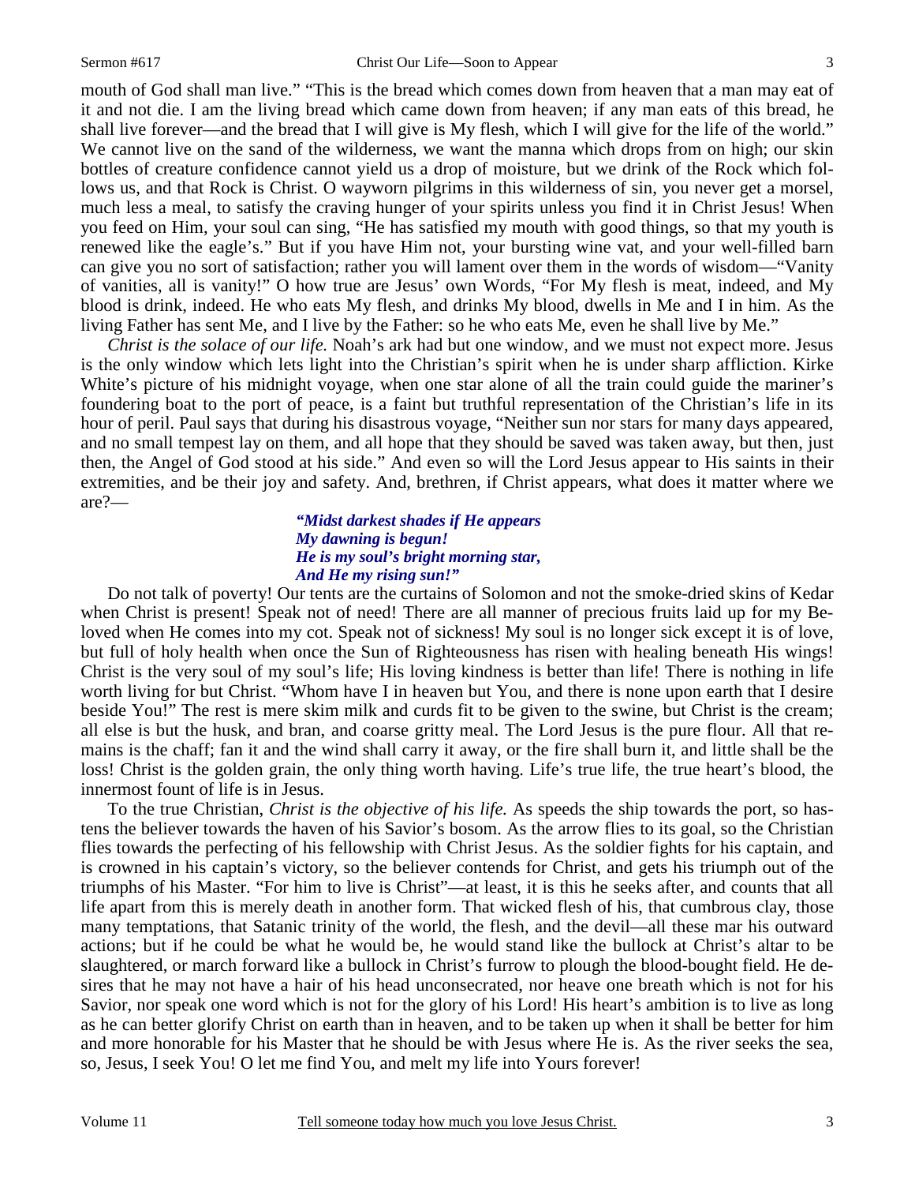mouth of God shall man live." "This is the bread which comes down from heaven that a man may eat of it and not die. I am the living bread which came down from heaven; if any man eats of this bread, he shall live forever—and the bread that I will give is My flesh, which I will give for the life of the world." We cannot live on the sand of the wilderness, we want the manna which drops from on high; our skin bottles of creature confidence cannot yield us a drop of moisture, but we drink of the Rock which follows us, and that Rock is Christ. O wayworn pilgrims in this wilderness of sin, you never get a morsel, much less a meal, to satisfy the craving hunger of your spirits unless you find it in Christ Jesus! When you feed on Him, your soul can sing, "He has satisfied my mouth with good things, so that my youth is renewed like the eagle's." But if you have Him not, your bursting wine vat, and your well-filled barn can give you no sort of satisfaction; rather you will lament over them in the words of wisdom—"Vanity of vanities, all is vanity!" O how true are Jesus' own Words, "For My flesh is meat, indeed, and My blood is drink, indeed. He who eats My flesh, and drinks My blood, dwells in Me and I in him. As the living Father has sent Me, and I live by the Father: so he who eats Me, even he shall live by Me."

*Christ is the solace of our life.* Noah's ark had but one window, and we must not expect more. Jesus is the only window which lets light into the Christian's spirit when he is under sharp affliction. Kirke White's picture of his midnight voyage, when one star alone of all the train could guide the mariner's foundering boat to the port of peace, is a faint but truthful representation of the Christian's life in its hour of peril. Paul says that during his disastrous voyage, "Neither sun nor stars for many days appeared, and no small tempest lay on them, and all hope that they should be saved was taken away, but then, just then, the Angel of God stood at his side." And even so will the Lord Jesus appear to His saints in their extremities, and be their joy and safety. And, brethren, if Christ appears, what does it matter where we are?—

> ***"Midst darkest shades if He appears***
> ***My dawning is begun!***
> ***He is my soul's bright morning star,***
> ***And He my rising sun!"***

Do not talk of poverty! Our tents are the curtains of Solomon and not the smoke-dried skins of Kedar when Christ is present! Speak not of need! There are all manner of precious fruits laid up for my Beloved when He comes into my cot. Speak not of sickness! My soul is no longer sick except it is of love, but full of holy health when once the Sun of Righteousness has risen with healing beneath His wings! Christ is the very soul of my soul's life; His loving kindness is better than life! There is nothing in life worth living for but Christ. "Whom have I in heaven but You, and there is none upon earth that I desire beside You!" The rest is mere skim milk and curds fit to be given to the swine, but Christ is the cream; all else is but the husk, and bran, and coarse gritty meal. The Lord Jesus is the pure flour. All that remains is the chaff; fan it and the wind shall carry it away, or the fire shall burn it, and little shall be the loss! Christ is the golden grain, the only thing worth having. Life's true life, the true heart's blood, the innermost fount of life is in Jesus.

To the true Christian, *Christ is the objective of his life.* As speeds the ship towards the port, so hastens the believer towards the haven of his Savior's bosom. As the arrow flies to its goal, so the Christian flies towards the perfecting of his fellowship with Christ Jesus. As the soldier fights for his captain, and is crowned in his captain's victory, so the believer contends for Christ, and gets his triumph out of the triumphs of his Master. "For him to live is Christ"—at least, it is this he seeks after, and counts that all life apart from this is merely death in another form. That wicked flesh of his, that cumbrous clay, those many temptations, that Satanic trinity of the world, the flesh, and the devil—all these mar his outward actions; but if he could be what he would be, he would stand like the bullock at Christ's altar to be slaughtered, or march forward like a bullock in Christ's furrow to plough the blood-bought field. He desires that he may not have a hair of his head unconsecrated, nor heave one breath which is not for his Savior, nor speak one word which is not for the glory of his Lord! His heart's ambition is to live as long as he can better glorify Christ on earth than in heaven, and to be taken up when it shall be better for him and more honorable for his Master that he should be with Jesus where He is. As the river seeks the sea, so, Jesus, I seek You! O let me find You, and melt my life into Yours forever!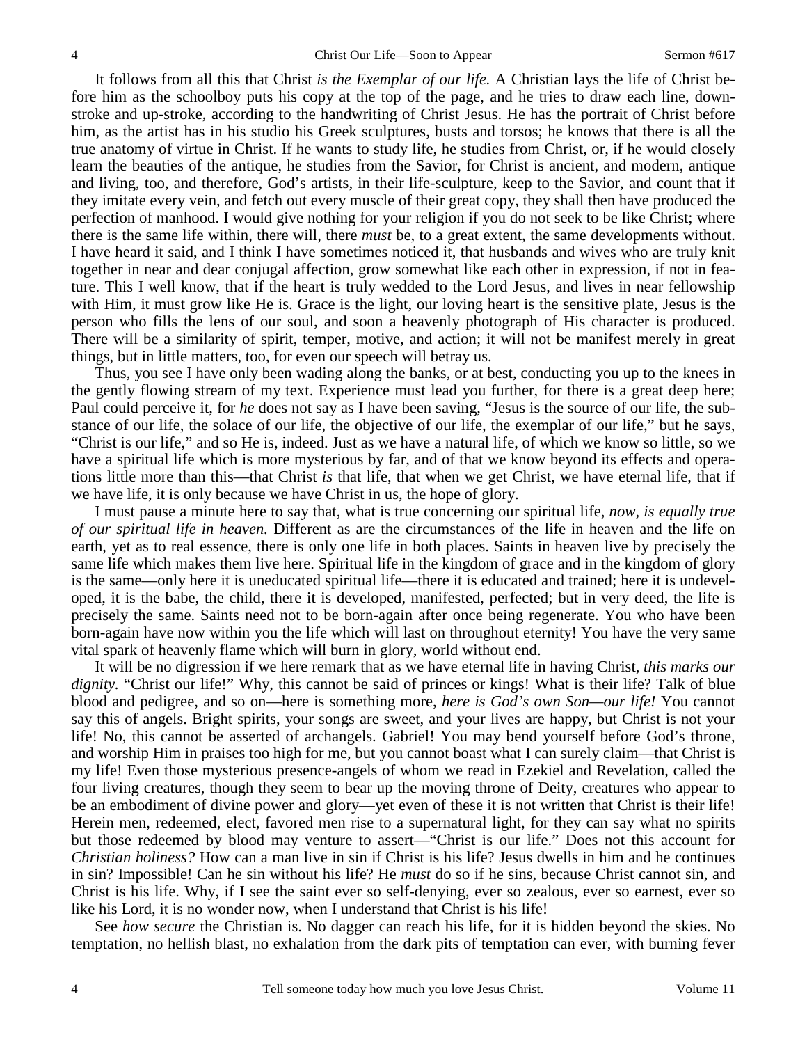It follows from all this that Christ *is the Exemplar of our life.* A Christian lays the life of Christ before him as the schoolboy puts his copy at the top of the page, and he tries to draw each line, down-stroke and up-stroke, according to the handwriting of Christ Jesus. He has the portrait of Christ before him, as the artist has in his studio his Greek sculptures, busts and torsos; he knows that there is all the true anatomy of virtue in Christ. If he wants to study life, he studies from Christ, or, if he would closely learn the beauties of the antique, he studies from the Savior, for Christ is ancient, and modern, antique and living, too, and therefore, God's artists, in their life-sculpture, keep to the Savior, and count that if they imitate every vein, and fetch out every muscle of their great copy, they shall then have produced the perfection of manhood. I would give nothing for your religion if you do not seek to be like Christ; where there is the same life within, there will, there *must* be, to a great extent, the same developments without. I have heard it said, and I think I have sometimes noticed it, that husbands and wives who are truly knit together in near and dear conjugal affection, grow somewhat like each other in expression, if not in feature. This I well know, that if the heart is truly wedded to the Lord Jesus, and lives in near fellowship with Him, it must grow like He is. Grace is the light, our loving heart is the sensitive plate, Jesus is the person who fills the lens of our soul, and soon a heavenly photograph of His character is produced. There will be a similarity of spirit, temper, motive, and action; it will not be manifest merely in great things, but in little matters, too, for even our speech will betray us.

Thus, you see I have only been wading along the banks, or at best, conducting you up to the knees in the gently flowing stream of my text. Experience must lead you further, for there is a great deep here; Paul could perceive it, for *he* does not say as I have been saving, "Jesus is the source of our life, the substance of our life, the solace of our life, the objective of our life, the exemplar of our life," but he says, "Christ is our life," and so He is, indeed. Just as we have a natural life, of which we know so little, so we have a spiritual life which is more mysterious by far, and of that we know beyond its effects and operations little more than this—that Christ *is* that life, that when we get Christ, we have eternal life, that if we have life, it is only because we have Christ in us, the hope of glory.

I must pause a minute here to say that, what is true concerning our spiritual life, *now, is equally true of our spiritual life in heaven.* Different as are the circumstances of the life in heaven and the life on earth, yet as to real essence, there is only one life in both places. Saints in heaven live by precisely the same life which makes them live here. Spiritual life in the kingdom of grace and in the kingdom of glory is the same—only here it is uneducated spiritual life—there it is educated and trained; here it is undeveloped, it is the babe, the child, there it is developed, manifested, perfected; but in very deed, the life is precisely the same. Saints need not to be born-again after once being regenerate. You who have been born-again have now within you the life which will last on throughout eternity! You have the very same vital spark of heavenly flame which will burn in glory, world without end.

It will be no digression if we here remark that as we have eternal life in having Christ, *this marks our dignity.* "Christ our life!" Why, this cannot be said of princes or kings! What is their life? Talk of blue blood and pedigree, and so on—here is something more, *here is God's own Son—our life!* You cannot say this of angels. Bright spirits, your songs are sweet, and your lives are happy, but Christ is not your life! No, this cannot be asserted of archangels. Gabriel! You may bend yourself before God's throne, and worship Him in praises too high for me, but you cannot boast what I can surely claim—that Christ is my life! Even those mysterious presence-angels of whom we read in Ezekiel and Revelation, called the four living creatures, though they seem to bear up the moving throne of Deity, creatures who appear to be an embodiment of divine power and glory—yet even of these it is not written that Christ is their life! Herein men, redeemed, elect, favored men rise to a supernatural light, for they can say what no spirits but those redeemed by blood may venture to assert—"Christ is our life." Does not this account for *Christian holiness?* How can a man live in sin if Christ is his life? Jesus dwells in him and he continues in sin? Impossible! Can he sin without his life? He *must* do so if he sins, because Christ cannot sin, and Christ is his life. Why, if I see the saint ever so self-denying, ever so zealous, ever so earnest, ever so like his Lord, it is no wonder now, when I understand that Christ is his life!

See *how secure* the Christian is. No dagger can reach his life, for it is hidden beyond the skies. No temptation, no hellish blast, no exhalation from the dark pits of temptation can ever, with burning fever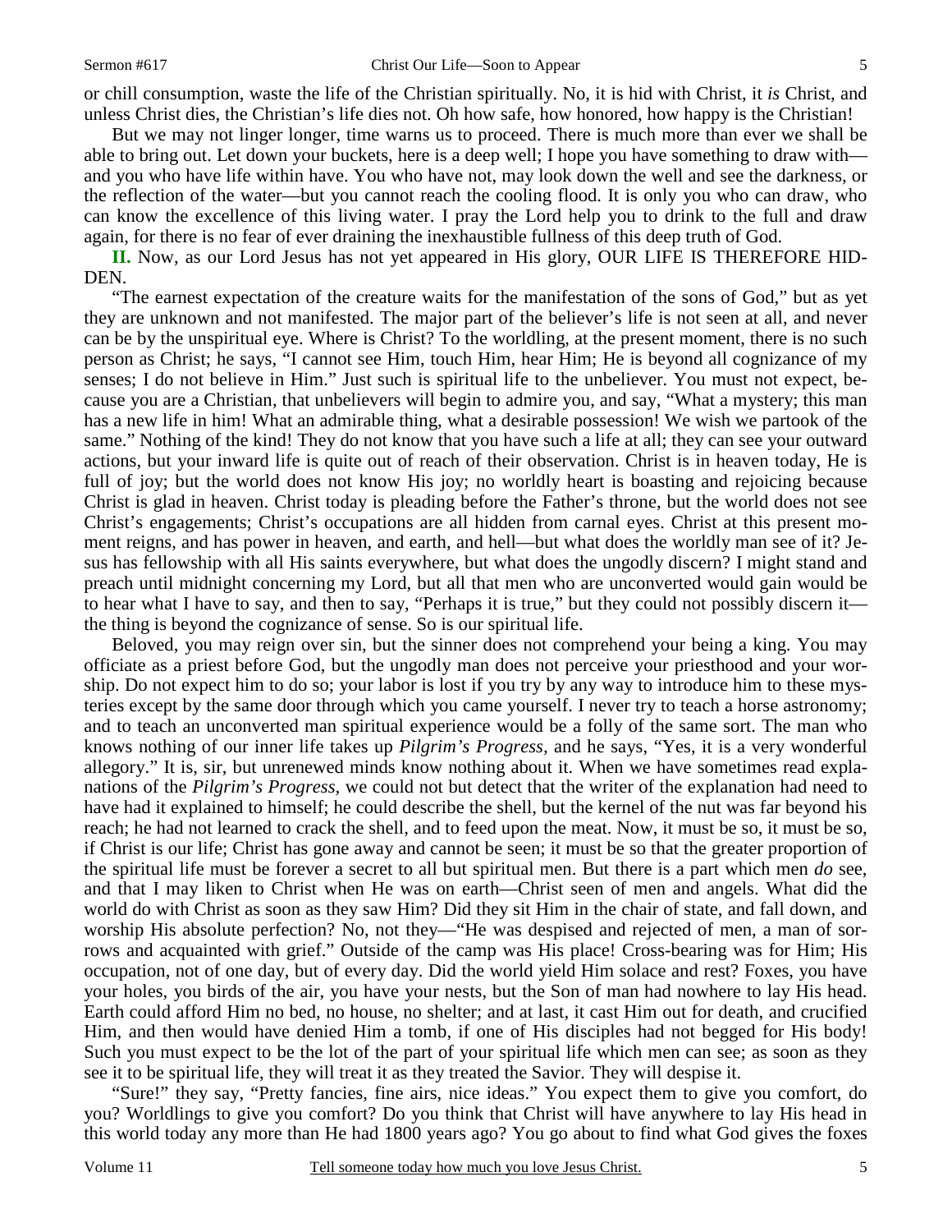or chill consumption, waste the life of the Christian spiritually. No, it is hid with Christ, it *is* Christ, and unless Christ dies, the Christian's life dies not. Oh how safe, how honored, how happy is the Christian!

But we may not linger longer, time warns us to proceed. There is much more than ever we shall be able to bring out. Let down your buckets, here is a deep well; I hope you have something to draw with—and you who have life within have. You who have not, may look down the well and see the darkness, or the reflection of the water—but you cannot reach the cooling flood. It is only you who can draw, who can know the excellence of this living water. I pray the Lord help you to drink to the full and draw again, for there is no fear of ever draining the inexhaustible fullness of this deep truth of God.

**II.** Now, as our Lord Jesus has not yet appeared in His glory, OUR LIFE IS THEREFORE HIDDEN.

"The earnest expectation of the creature waits for the manifestation of the sons of God," but as yet they are unknown and not manifested. The major part of the believer's life is not seen at all, and never can be by the unspiritual eye. Where is Christ? To the worldling, at the present moment, there is no such person as Christ; he says, "I cannot see Him, touch Him, hear Him; He is beyond all cognizance of my senses; I do not believe in Him." Just such is spiritual life to the unbeliever. You must not expect, because you are a Christian, that unbelievers will begin to admire you, and say, "What a mystery; this man has a new life in him! What an admirable thing, what a desirable possession! We wish we partook of the same." Nothing of the kind! They do not know that you have such a life at all; they can see your outward actions, but your inward life is quite out of reach of their observation. Christ is in heaven today, He is full of joy; but the world does not know His joy; no worldly heart is boasting and rejoicing because Christ is glad in heaven. Christ today is pleading before the Father's throne, but the world does not see Christ's engagements; Christ's occupations are all hidden from carnal eyes. Christ at this present moment reigns, and has power in heaven, and earth, and hell—but what does the worldly man see of it? Jesus has fellowship with all His saints everywhere, but what does the ungodly discern? I might stand and preach until midnight concerning my Lord, but all that men who are unconverted would gain would be to hear what I have to say, and then to say, "Perhaps it is true," but they could not possibly discern it—the thing is beyond the cognizance of sense. So is our spiritual life.

Beloved, you may reign over sin, but the sinner does not comprehend your being a king. You may officiate as a priest before God, but the ungodly man does not perceive your priesthood and your worship. Do not expect him to do so; your labor is lost if you try by any way to introduce him to these mysteries except by the same door through which you came yourself. I never try to teach a horse astronomy; and to teach an unconverted man spiritual experience would be a folly of the same sort. The man who knows nothing of our inner life takes up *Pilgrim's Progress,* and he says, "Yes, it is a very wonderful allegory." It is, sir, but unrenewed minds know nothing about it. When we have sometimes read explanations of the *Pilgrim's Progress*, we could not but detect that the writer of the explanation had need to have had it explained to himself; he could describe the shell, but the kernel of the nut was far beyond his reach; he had not learned to crack the shell, and to feed upon the meat. Now, it must be so, it must be so, if Christ is our life; Christ has gone away and cannot be seen; it must be so that the greater proportion of the spiritual life must be forever a secret to all but spiritual men. But there is a part which men *do* see, and that I may liken to Christ when He was on earth—Christ seen of men and angels. What did the world do with Christ as soon as they saw Him? Did they sit Him in the chair of state, and fall down, and worship His absolute perfection? No, not they—"He was despised and rejected of men, a man of sorrows and acquainted with grief." Outside of the camp was His place! Cross-bearing was for Him; His occupation, not of one day, but of every day. Did the world yield Him solace and rest? Foxes, you have your holes, you birds of the air, you have your nests, but the Son of man had nowhere to lay His head. Earth could afford Him no bed, no house, no shelter; and at last, it cast Him out for death, and crucified Him, and then would have denied Him a tomb, if one of His disciples had not begged for His body! Such you must expect to be the lot of the part of your spiritual life which men can see; as soon as they see it to be spiritual life, they will treat it as they treated the Savior. They will despise it.

"Sure!" they say, "Pretty fancies, fine airs, nice ideas." You expect them to give you comfort, do you? Worldlings to give you comfort? Do you think that Christ will have anywhere to lay His head in this world today any more than He had 1800 years ago? You go about to find what God gives the foxes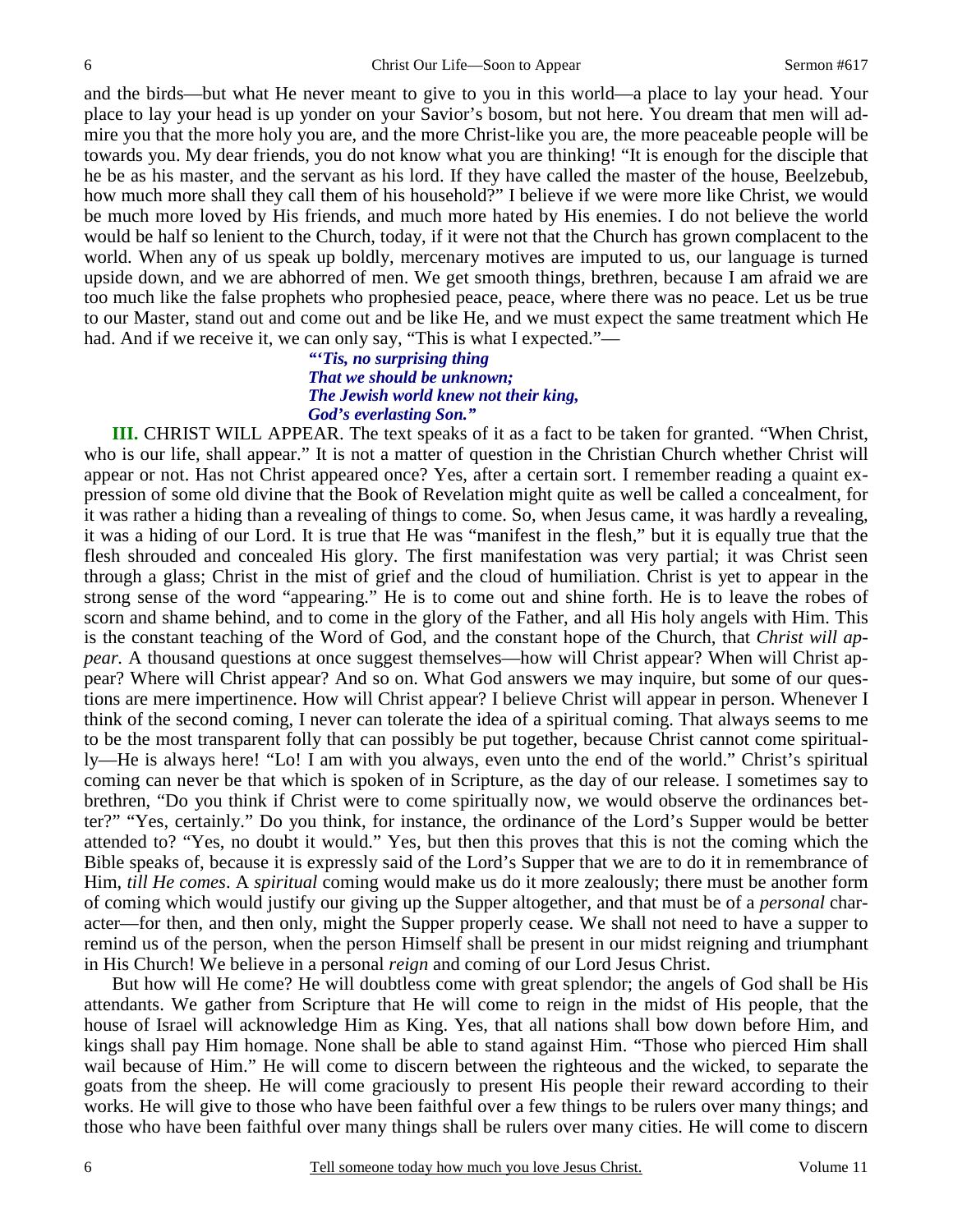and the birds—but what He never meant to give to you in this world—a place to lay your head. Your place to lay your head is up yonder on your Savior's bosom, but not here. You dream that men will admire you that the more holy you are, and the more Christ-like you are, the more peaceable people will be towards you. My dear friends, you do not know what you are thinking! "It is enough for the disciple that he be as his master, and the servant as his lord. If they have called the master of the house, Beelzebub, how much more shall they call them of his household?" I believe if we were more like Christ, we would be much more loved by His friends, and much more hated by His enemies. I do not believe the world would be half so lenient to the Church, today, if it were not that the Church has grown complacent to the world. When any of us speak up boldly, mercenary motives are imputed to us, our language is turned upside down, and we are abhorred of men. We get smooth things, brethren, because I am afraid we are too much like the false prophets who prophesied peace, peace, where there was no peace. Let us be true to our Master, stand out and come out and be like He, and we must expect the same treatment which He had. And if we receive it, we can only say, "This is what I expected."—

> ***"'Tis, no surprising thing***
> ***That we should be unknown;***
> ***The Jewish world knew not their king,***
> ***God's everlasting Son."***

**III.** CHRIST WILL APPEAR. The text speaks of it as a fact to be taken for granted. "When Christ, who is our life, shall appear." It is not a matter of question in the Christian Church whether Christ will appear or not. Has not Christ appeared once? Yes, after a certain sort. I remember reading a quaint expression of some old divine that the Book of Revelation might quite as well be called a concealment, for it was rather a hiding than a revealing of things to come. So, when Jesus came, it was hardly a revealing, it was a hiding of our Lord. It is true that He was "manifest in the flesh," but it is equally true that the flesh shrouded and concealed His glory. The first manifestation was very partial; it was Christ seen through a glass; Christ in the mist of grief and the cloud of humiliation. Christ is yet to appear in the strong sense of the word "appearing." He is to come out and shine forth. He is to leave the robes of scorn and shame behind, and to come in the glory of the Father, and all His holy angels with Him. This is the constant teaching of the Word of God, and the constant hope of the Church, that *Christ will appear.* A thousand questions at once suggest themselves—how will Christ appear? When will Christ appear? Where will Christ appear? And so on. What God answers we may inquire, but some of our questions are mere impertinence. How will Christ appear? I believe Christ will appear in person. Whenever I think of the second coming, I never can tolerate the idea of a spiritual coming. That always seems to me to be the most transparent folly that can possibly be put together, because Christ cannot come spiritually—He is always here! "Lo! I am with you always, even unto the end of the world." Christ's spiritual coming can never be that which is spoken of in Scripture, as the day of our release. I sometimes say to brethren, "Do you think if Christ were to come spiritually now, we would observe the ordinances better?" "Yes, certainly." Do you think, for instance, the ordinance of the Lord's Supper would be better attended to? "Yes, no doubt it would." Yes, but then this proves that this is not the coming which the Bible speaks of, because it is expressly said of the Lord's Supper that we are to do it in remembrance of Him, *till He comes*. A *spiritual* coming would make us do it more zealously; there must be another form of coming which would justify our giving up the Supper altogether, and that must be of a *personal* character—for then, and then only, might the Supper properly cease. We shall not need to have a supper to remind us of the person, when the person Himself shall be present in our midst reigning and triumphant in His Church! We believe in a personal *reign* and coming of our Lord Jesus Christ.

But how will He come? He will doubtless come with great splendor; the angels of God shall be His attendants. We gather from Scripture that He will come to reign in the midst of His people, that the house of Israel will acknowledge Him as King. Yes, that all nations shall bow down before Him, and kings shall pay Him homage. None shall be able to stand against Him. "Those who pierced Him shall wail because of Him." He will come to discern between the righteous and the wicked, to separate the goats from the sheep. He will come graciously to present His people their reward according to their works. He will give to those who have been faithful over a few things to be rulers over many things; and those who have been faithful over many things shall be rulers over many cities. He will come to discern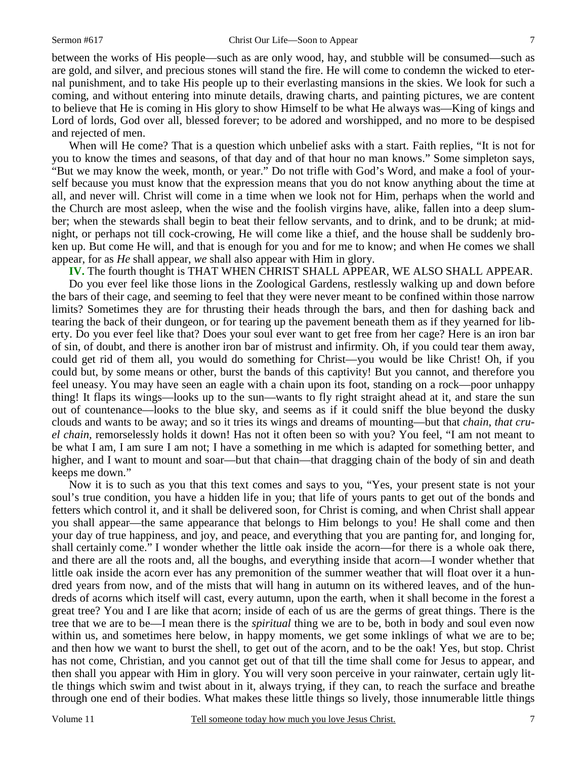between the works of His people—such as are only wood, hay, and stubble will be consumed—such as are gold, and silver, and precious stones will stand the fire. He will come to condemn the wicked to eternal punishment, and to take His people up to their everlasting mansions in the skies. We look for such a coming, and without entering into minute details, drawing charts, and painting pictures, we are content to believe that He is coming in His glory to show Himself to be what He always was—King of kings and Lord of lords, God over all, blessed forever; to be adored and worshipped, and no more to be despised and rejected of men.

When will He come? That is a question which unbelief asks with a start. Faith replies, "It is not for you to know the times and seasons, of that day and of that hour no man knows." Some simpleton says, "But we may know the week, month, or year." Do not trifle with God's Word, and make a fool of yourself because you must know that the expression means that you do not know anything about the time at all, and never will. Christ will come in a time when we look not for Him, perhaps when the world and the Church are most asleep, when the wise and the foolish virgins have, alike, fallen into a deep slumber; when the stewards shall begin to beat their fellow servants, and to drink, and to be drunk; at midnight, or perhaps not till cock-crowing, He will come like a thief, and the house shall be suddenly broken up. But come He will, and that is enough for you and for me to know; and when He comes we shall appear, for as *He* shall appear, *we* shall also appear with Him in glory.

**IV.** The fourth thought is THAT WHEN CHRIST SHALL APPEAR, WE ALSO SHALL APPEAR.

Do you ever feel like those lions in the Zoological Gardens, restlessly walking up and down before the bars of their cage, and seeming to feel that they were never meant to be confined within those narrow limits? Sometimes they are for thrusting their heads through the bars, and then for dashing back and tearing the back of their dungeon, or for tearing up the pavement beneath them as if they yearned for liberty. Do you ever feel like that? Does your soul ever want to get free from her cage? Here is an iron bar of sin, of doubt, and there is another iron bar of mistrust and infirmity. Oh, if you could tear them away, could get rid of them all, you would do something for Christ—you would be like Christ! Oh, if you could but, by some means or other, burst the bands of this captivity! But you cannot, and therefore you feel uneasy. You may have seen an eagle with a chain upon its foot, standing on a rock—poor unhappy thing! It flaps its wings—looks up to the sun—wants to fly right straight ahead at it, and stare the sun out of countenance—looks to the blue sky, and seems as if it could sniff the blue beyond the dusky clouds and wants to be away; and so it tries its wings and dreams of mounting—but that *chain, that cruel chain,* remorselessly holds it down! Has not it often been so with you? You feel, "I am not meant to be what I am, I am sure I am not; I have a something in me which is adapted for something better, and higher, and I want to mount and soar—but that chain—that dragging chain of the body of sin and death keeps me down."

Now it is to such as you that this text comes and says to you, "Yes, your present state is not your soul's true condition, you have a hidden life in you; that life of yours pants to get out of the bonds and fetters which control it, and it shall be delivered soon, for Christ is coming, and when Christ shall appear you shall appear—the same appearance that belongs to Him belongs to you! He shall come and then your day of true happiness, and joy, and peace, and everything that you are panting for, and longing for, shall certainly come." I wonder whether the little oak inside the acorn—for there is a whole oak there, and there are all the roots and, all the boughs, and everything inside that acorn—I wonder whether that little oak inside the acorn ever has any premonition of the summer weather that will float over it a hundred years from now, and of the mists that will hang in autumn on its withered leaves, and of the hundreds of acorns which itself will cast, every autumn, upon the earth, when it shall become in the forest a great tree? You and I are like that acorn; inside of each of us are the germs of great things. There is the tree that we are to be—I mean there is the *spiritual* thing we are to be, both in body and soul even now within us, and sometimes here below, in happy moments, we get some inklings of what we are to be; and then how we want to burst the shell, to get out of the acorn, and to be the oak! Yes, but stop. Christ has not come, Christian, and you cannot get out of that till the time shall come for Jesus to appear, and then shall you appear with Him in glory. You will very soon perceive in your rainwater, certain ugly little things which swim and twist about in it, always trying, if they can, to reach the surface and breathe through one end of their bodies. What makes these little things so lively, those innumerable little things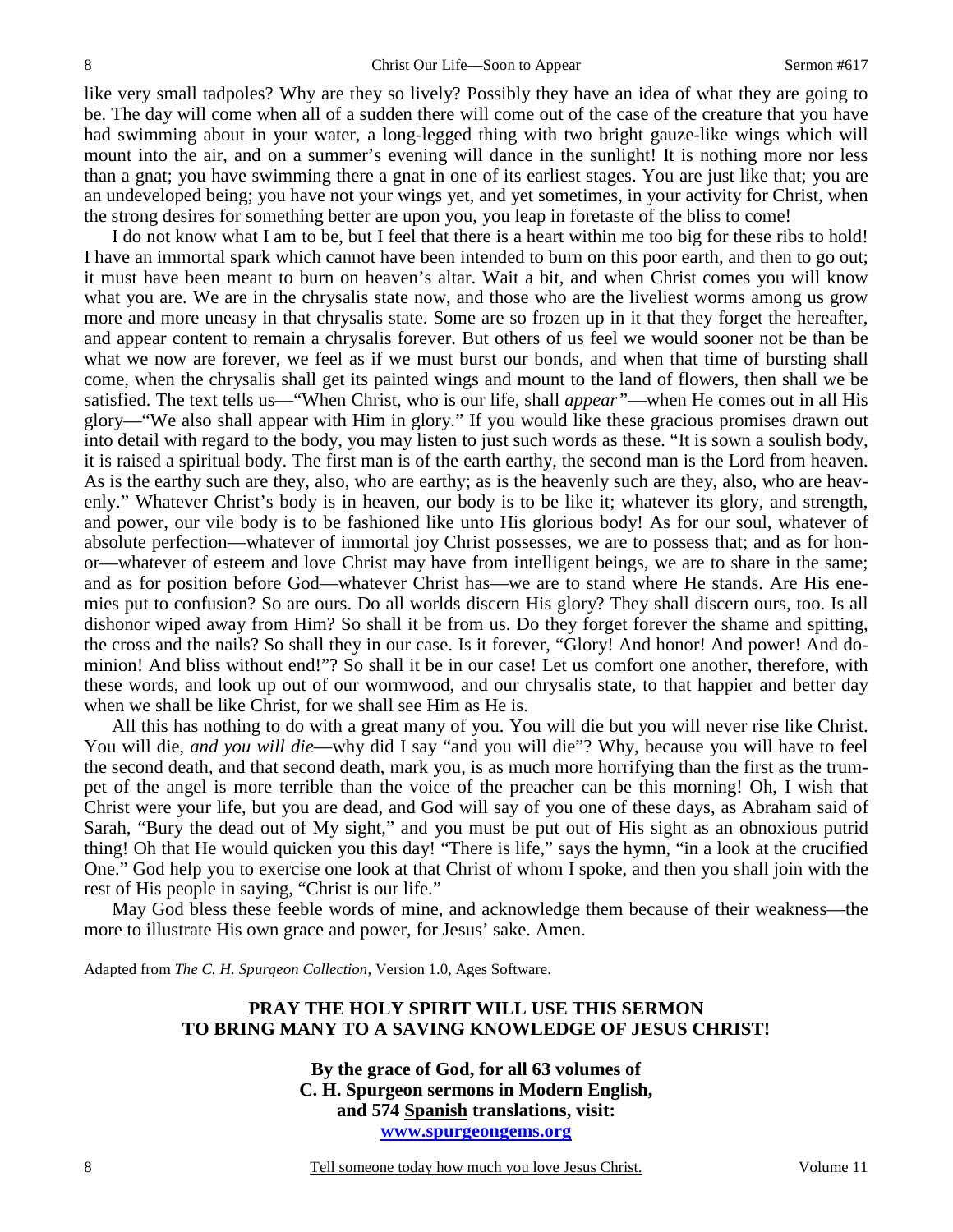like very small tadpoles? Why are they so lively? Possibly they have an idea of what they are going to be. The day will come when all of a sudden there will come out of the case of the creature that you have had swimming about in your water, a long-legged thing with two bright gauze-like wings which will mount into the air, and on a summer's evening will dance in the sunlight! It is nothing more nor less than a gnat; you have swimming there a gnat in one of its earliest stages. You are just like that; you are an undeveloped being; you have not your wings yet, and yet sometimes, in your activity for Christ, when the strong desires for something better are upon you, you leap in foretaste of the bliss to come!

I do not know what I am to be, but I feel that there is a heart within me too big for these ribs to hold! I have an immortal spark which cannot have been intended to burn on this poor earth, and then to go out; it must have been meant to burn on heaven's altar. Wait a bit, and when Christ comes you will know what you are. We are in the chrysalis state now, and those who are the liveliest worms among us grow more and more uneasy in that chrysalis state. Some are so frozen up in it that they forget the hereafter, and appear content to remain a chrysalis forever. But others of us feel we would sooner not be than be what we now are forever, we feel as if we must burst our bonds, and when that time of bursting shall come, when the chrysalis shall get its painted wings and mount to the land of flowers, then shall we be satisfied. The text tells us—"When Christ, who is our life, shall *appear"*—when He comes out in all His glory—"We also shall appear with Him in glory." If you would like these gracious promises drawn out into detail with regard to the body, you may listen to just such words as these. "It is sown a soulish body, it is raised a spiritual body. The first man is of the earth earthy, the second man is the Lord from heaven. As is the earthy such are they, also, who are earthy; as is the heavenly such are they, also, who are heavenly." Whatever Christ's body is in heaven, our body is to be like it; whatever its glory, and strength, and power, our vile body is to be fashioned like unto His glorious body! As for our soul, whatever of absolute perfection—whatever of immortal joy Christ possesses, we are to possess that; and as for honor—whatever of esteem and love Christ may have from intelligent beings, we are to share in the same; and as for position before God—whatever Christ has—we are to stand where He stands. Are His enemies put to confusion? So are ours. Do all worlds discern His glory? They shall discern ours, too. Is all dishonor wiped away from Him? So shall it be from us. Do they forget forever the shame and spitting, the cross and the nails? So shall they in our case. Is it forever, "Glory! And honor! And power! And dominion! And bliss without end!"? So shall it be in our case! Let us comfort one another, therefore, with these words, and look up out of our wormwood, and our chrysalis state, to that happier and better day when we shall be like Christ, for we shall see Him as He is.

All this has nothing to do with a great many of you. You will die but you will never rise like Christ. You will die, *and you will die*—why did I say "and you will die"? Why, because you will have to feel the second death, and that second death, mark you, is as much more horrifying than the first as the trumpet of the angel is more terrible than the voice of the preacher can be this morning! Oh, I wish that Christ were your life, but you are dead, and God will say of you one of these days, as Abraham said of Sarah, "Bury the dead out of My sight," and you must be put out of His sight as an obnoxious putrid thing! Oh that He would quicken you this day! "There is life," says the hymn, "in a look at the crucified One." God help you to exercise one look at that Christ of whom I spoke, and then you shall join with the rest of His people in saying, "Christ is our life."

May God bless these feeble words of mine, and acknowledge them because of their weakness—the more to illustrate His own grace and power, for Jesus' sake. Amen.

Adapted from *The C. H. Spurgeon Collection*, Version 1.0, Ages Software.

**PRAY THE HOLY SPIRIT WILL USE THIS SERMON TO BRING MANY TO A SAVING KNOWLEDGE OF JESUS CHRIST!**

**By the grace of God, for all 63 volumes of C. H. Spurgeon sermons in Modern English, and 574 Spanish translations, visit: www.spurgeongems.org**

Tell someone today how much you love Jesus Christ.